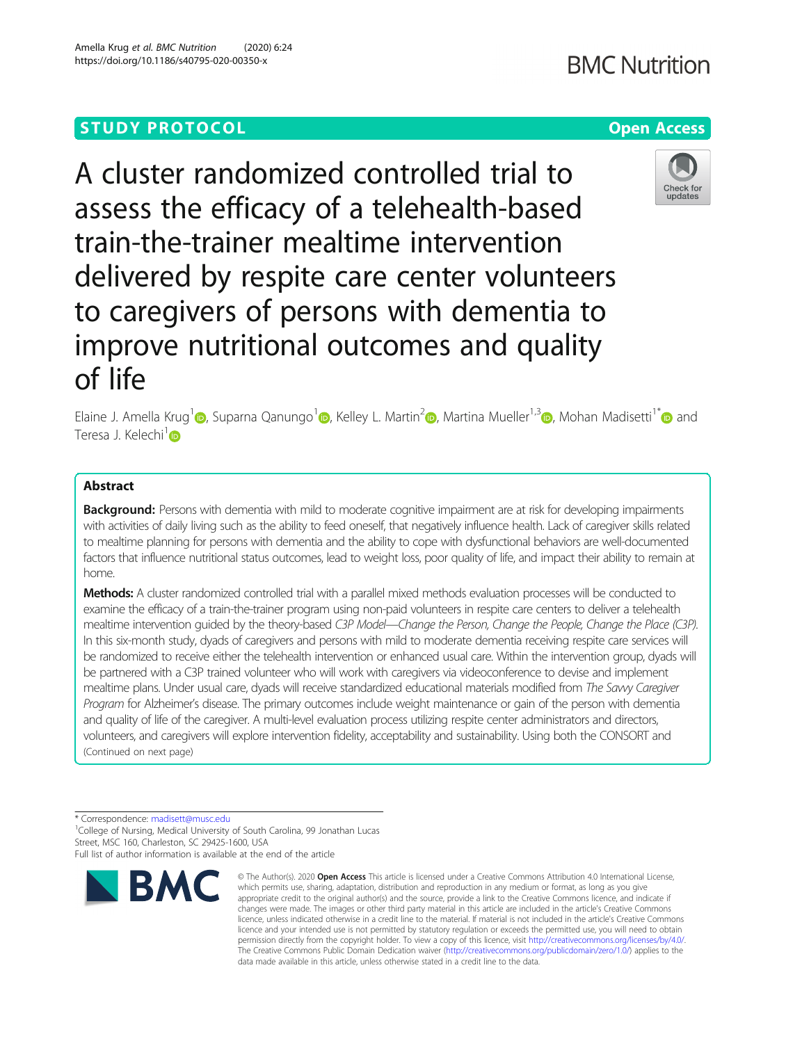STUDY PROTOCOL

Open Access

# A cluster randomized controlled trial to assess the efficacy of a telehealth-based train-the-trainer mealtime intervention delivered by respite care center volunteers to caregivers of persons with dementia to improve nutritional outcomes and quality of life

Elaine J. Amella Krug[1], Suparna Qanungo[1], Kelley L. Martin[2], Martina Mueller[1,3], Mohan Madisetti[1*] and Teresa J. Kelechi[1]

## Abstract

**Background:** Persons with dementia with mild to moderate cognitive impairment are at risk for developing impairments with activities of daily living such as the ability to feed oneself, that negatively influence health. Lack of caregiver skills related to mealtime planning for persons with dementia and the ability to cope with dysfunctional behaviors are well-documented factors that influence nutritional status outcomes, lead to weight loss, poor quality of life, and impact their ability to remain at home.

**Methods:** A cluster randomized controlled trial with a parallel mixed methods evaluation processes will be conducted to examine the efficacy of a train-the-trainer program using non-paid volunteers in respite care centers to deliver a telehealth mealtime intervention guided by the theory-based *C3P Model—Change the Person, Change the People, Change the Place (C3P)*. In this six-month study, dyads of caregivers and persons with mild to moderate dementia receiving respite care services will be randomized to receive either the telehealth intervention or enhanced usual care. Within the intervention group, dyads will be partnered with a C3P trained volunteer who will work with caregivers via videoconference to devise and implement mealtime plans. Under usual care, dyads will receive standardized educational materials modified from *The Savvy Caregiver Program* for Alzheimer's disease. The primary outcomes include weight maintenance or gain of the person with dementia and quality of life of the caregiver. A multi-level evaluation process utilizing respite center administrators and directors, volunteers, and caregivers will explore intervention fidelity, acceptability and sustainability. Using both the CONSORT and

(Continued on next page)

* Correspondence: madisett@musc.edu

[1]College of Nursing, Medical University of South Carolina, 99 Jonathan Lucas Street, MSC 160, Charleston, SC 29425-1600, USA

Full list of author information is available at the end of the article

© The Author(s). 2020 **Open Access** This article is licensed under a Creative Commons Attribution 4.0 International License, which permits use, sharing, adaptation, distribution and reproduction in any medium or format, as long as you give appropriate credit to the original author(s) and the source, provide a link to the Creative Commons licence, and indicate if changes were made. The images or other third party material in this article are included in the article's Creative Commons licence, unless indicated otherwise in a credit line to the material. If material is not included in the article's Creative Commons licence and your intended use is not permitted by statutory regulation or exceeds the permitted use, you will need to obtain permission directly from the copyright holder. To view a copy of this licence, visit http://creativecommons.org/licenses/by/4.0/. The Creative Commons Public Domain Dedication waiver (http://creativecommons.org/publicdomain/zero/1.0/) applies to the data made available in this article, unless otherwise stated in a credit line to the data.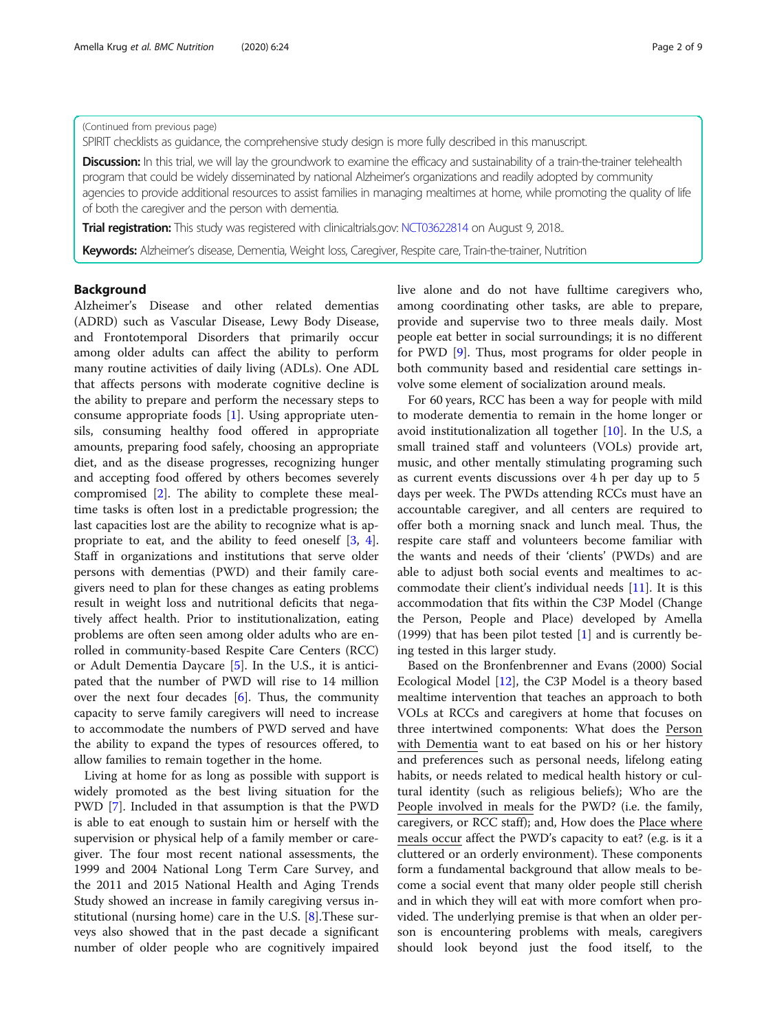(Continued from previous page)

SPIRIT checklists as guidance, the comprehensive study design is more fully described in this manuscript.

**Discussion:** In this trial, we will lay the groundwork to examine the efficacy and sustainability of a train-the-trainer telehealth program that could be widely disseminated by national Alzheimer's organizations and readily adopted by community agencies to provide additional resources to assist families in managing mealtimes at home, while promoting the quality of life of both the caregiver and the person with dementia.

**Trial registration:** This study was registered with clinicaltrials.gov: NCT03622814 on August 9, 2018..

**Keywords:** Alzheimer's disease, Dementia, Weight loss, Caregiver, Respite care, Train-the-trainer, Nutrition

## Background

Alzheimer's Disease and other related dementias (ADRD) such as Vascular Disease, Lewy Body Disease, and Frontotemporal Disorders that primarily occur among older adults can affect the ability to perform many routine activities of daily living (ADLs). One ADL that affects persons with moderate cognitive decline is the ability to prepare and perform the necessary steps to consume appropriate foods [1]. Using appropriate utensils, consuming healthy food offered in appropriate amounts, preparing food safely, choosing an appropriate diet, and as the disease progresses, recognizing hunger and accepting food offered by others becomes severely compromised [2]. The ability to complete these mealtime tasks is often lost in a predictable progression; the last capacities lost are the ability to recognize what is appropriate to eat, and the ability to feed oneself [3, 4]. Staff in organizations and institutions that serve older persons with dementias (PWD) and their family caregivers need to plan for these changes as eating problems result in weight loss and nutritional deficits that negatively affect health. Prior to institutionalization, eating problems are often seen among older adults who are enrolled in community-based Respite Care Centers (RCC) or Adult Dementia Daycare [5]. In the U.S., it is anticipated that the number of PWD will rise to 14 million over the next four decades [6]. Thus, the community capacity to serve family caregivers will need to increase to accommodate the numbers of PWD served and have the ability to expand the types of resources offered, to allow families to remain together in the home.

Living at home for as long as possible with support is widely promoted as the best living situation for the PWD [7]. Included in that assumption is that the PWD is able to eat enough to sustain him or herself with the supervision or physical help of a family member or caregiver. The four most recent national assessments, the 1999 and 2004 National Long Term Care Survey, and the 2011 and 2015 National Health and Aging Trends Study showed an increase in family caregiving versus institutional (nursing home) care in the U.S. [8].These surveys also showed that in the past decade a significant number of older people who are cognitively impaired live alone and do not have fulltime caregivers who, among coordinating other tasks, are able to prepare, provide and supervise two to three meals daily. Most people eat better in social surroundings; it is no different for PWD [9]. Thus, most programs for older people in both community based and residential care settings involve some element of socialization around meals.

For 60 years, RCC has been a way for people with mild to moderate dementia to remain in the home longer or avoid institutionalization all together [10]. In the U.S, a small trained staff and volunteers (VOLs) provide art, music, and other mentally stimulating programing such as current events discussions over 4 h per day up to 5 days per week. The PWDs attending RCCs must have an accountable caregiver, and all centers are required to offer both a morning snack and lunch meal. Thus, the respite care staff and volunteers become familiar with the wants and needs of their 'clients' (PWDs) and are able to adjust both social events and mealtimes to accommodate their client's individual needs [11]. It is this accommodation that fits within the C3P Model (Change the Person, People and Place) developed by Amella (1999) that has been pilot tested [1] and is currently being tested in this larger study.

Based on the Bronfenbrenner and Evans (2000) Social Ecological Model [12], the C3P Model is a theory based mealtime intervention that teaches an approach to both VOLs at RCCs and caregivers at home that focuses on three intertwined components: What does the Person with Dementia want to eat based on his or her history and preferences such as personal needs, lifelong eating habits, or needs related to medical health history or cultural identity (such as religious beliefs); Who are the People involved in meals for the PWD? (i.e. the family, caregivers, or RCC staff); and, How does the Place where meals occur affect the PWD's capacity to eat? (e.g. is it a cluttered or an orderly environment). These components form a fundamental background that allow meals to become a social event that many older people still cherish and in which they will eat with more comfort when provided. The underlying premise is that when an older person is encountering problems with meals, caregivers should look beyond just the food itself, to the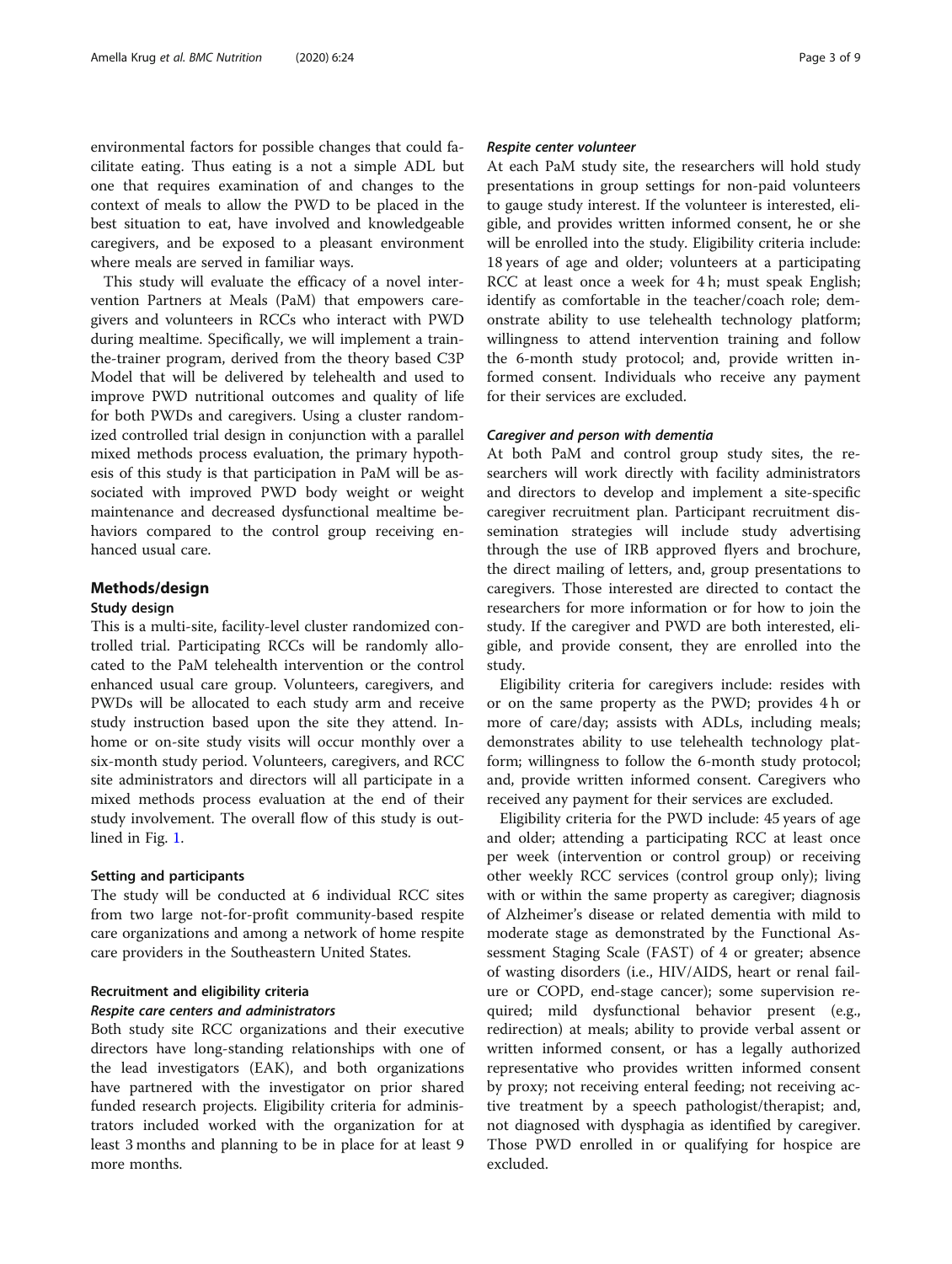environmental factors for possible changes that could facilitate eating. Thus eating is a not a simple ADL but one that requires examination of and changes to the context of meals to allow the PWD to be placed in the best situation to eat, have involved and knowledgeable caregivers, and be exposed to a pleasant environment where meals are served in familiar ways.

This study will evaluate the efficacy of a novel intervention Partners at Meals (PaM) that empowers caregivers and volunteers in RCCs who interact with PWD during mealtime. Specifically, we will implement a train-the-trainer program, derived from the theory based C3P Model that will be delivered by telehealth and used to improve PWD nutritional outcomes and quality of life for both PWDs and caregivers. Using a cluster randomized controlled trial design in conjunction with a parallel mixed methods process evaluation, the primary hypothesis of this study is that participation in PaM will be associated with improved PWD body weight or weight maintenance and decreased dysfunctional mealtime behaviors compared to the control group receiving enhanced usual care.

## Methods/design

### Study design

This is a multi-site, facility-level cluster randomized controlled trial. Participating RCCs will be randomly allocated to the PaM telehealth intervention or the control enhanced usual care group. Volunteers, caregivers, and PWDs will be allocated to each study arm and receive study instruction based upon the site they attend. In-home or on-site study visits will occur monthly over a six-month study period. Volunteers, caregivers, and RCC site administrators and directors will all participate in a mixed methods process evaluation at the end of their study involvement. The overall flow of this study is outlined in Fig. 1.

### Setting and participants

The study will be conducted at 6 individual RCC sites from two large not-for-profit community-based respite care organizations and among a network of home respite care providers in the Southeastern United States.

### Recruitment and eligibility criteria

#### *Respite care centers and administrators*

Both study site RCC organizations and their executive directors have long-standing relationships with one of the lead investigators (EAK), and both organizations have partnered with the investigator on prior shared funded research projects. Eligibility criteria for administrators included worked with the organization for at least 3 months and planning to be in place for at least 9 more months.

#### *Respite center volunteer*

At each PaM study site, the researchers will hold study presentations in group settings for non-paid volunteers to gauge study interest. If the volunteer is interested, eligible, and provides written informed consent, he or she will be enrolled into the study. Eligibility criteria include: 18 years of age and older; volunteers at a participating RCC at least once a week for 4 h; must speak English; identify as comfortable in the teacher/coach role; demonstrate ability to use telehealth technology platform; willingness to attend intervention training and follow the 6-month study protocol; and, provide written informed consent. Individuals who receive any payment for their services are excluded.

#### *Caregiver and person with dementia*

At both PaM and control group study sites, the researchers will work directly with facility administrators and directors to develop and implement a site-specific caregiver recruitment plan. Participant recruitment dissemination strategies will include study advertising through the use of IRB approved flyers and brochure, the direct mailing of letters, and, group presentations to caregivers. Those interested are directed to contact the researchers for more information or for how to join the study. If the caregiver and PWD are both interested, eligible, and provide consent, they are enrolled into the study.

Eligibility criteria for caregivers include: resides with or on the same property as the PWD; provides 4 h or more of care/day; assists with ADLs, including meals; demonstrates ability to use telehealth technology platform; willingness to follow the 6-month study protocol; and, provide written informed consent. Caregivers who received any payment for their services are excluded.

Eligibility criteria for the PWD include: 45 years of age and older; attending a participating RCC at least once per week (intervention or control group) or receiving other weekly RCC services (control group only); living with or within the same property as caregiver; diagnosis of Alzheimer's disease or related dementia with mild to moderate stage as demonstrated by the Functional Assessment Staging Scale (FAST) of 4 or greater; absence of wasting disorders (i.e., HIV/AIDS, heart or renal failure or COPD, end-stage cancer); some supervision required; mild dysfunctional behavior present (e.g., redirection) at meals; ability to provide verbal assent or written informed consent, or has a legally authorized representative who provides written informed consent by proxy; not receiving enteral feeding; not receiving active treatment by a speech pathologist/therapist; and, not diagnosed with dysphagia as identified by caregiver. Those PWD enrolled in or qualifying for hospice are excluded.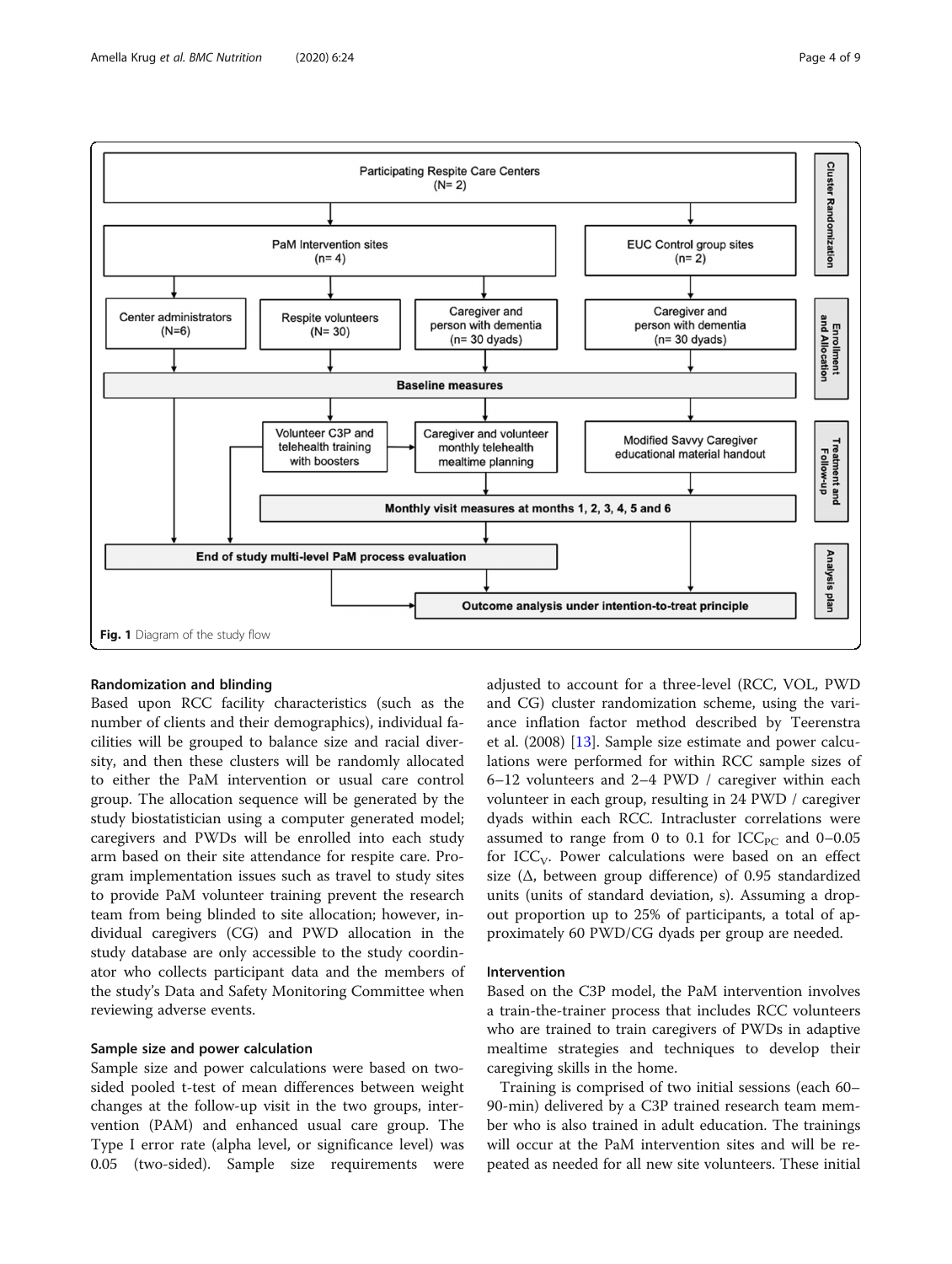Participating Respite Care Centers (N= 2)

PaM Intervention sites (n= 4)

EUC Control group sites (n= 2)

Cluster Randomization

Center administrators (N=6)

Respite volunteers (N= 30)

Caregiver and person with dementia (n= 30 dyads)

Caregiver and person with dementia (n= 30 dyads)

Enrollment and Allocation

**Baseline measures**

Volunteer C3P and telehealth training with boosters

Caregiver and volunteer monthly telehealth mealtime planning

Modified Savvy Caregiver educational material handout

Treatment and Follow-up

**Monthly visit measures at months 1, 2, 3, 4, 5 and 6**

**End of study multi-level PaM process evaluation**

**Outcome analysis under intention-to-treat principle**

Analysis plan

**Fig. 1** Diagram of the study flow

## Randomization and blinding

Based upon RCC facility characteristics (such as the number of clients and their demographics), individual facilities will be grouped to balance size and racial diversity, and then these clusters will be randomly allocated to either the PaM intervention or usual care control group. The allocation sequence will be generated by the study biostatistician using a computer generated model; caregivers and PWDs will be enrolled into each study arm based on their site attendance for respite care. Program implementation issues such as travel to study sites to provide PaM volunteer training prevent the research team from being blinded to site allocation; however, individual caregivers (CG) and PWD allocation in the study database are only accessible to the study coordinator who collects participant data and the members of the study's Data and Safety Monitoring Committee when reviewing adverse events.

## Sample size and power calculation

Sample size and power calculations were based on two-sided pooled t-test of mean differences between weight changes at the follow-up visit in the two groups, intervention (PAM) and enhanced usual care group. The Type I error rate (alpha level, or significance level) was 0.05 (two-sided). Sample size requirements were adjusted to account for a three-level (RCC, VOL, PWD and CG) cluster randomization scheme, using the variance inflation factor method described by Teerenstra et al. (2008) [13]. Sample size estimate and power calculations were performed for within RCC sample sizes of 6–12 volunteers and 2–4 PWD / caregiver within each volunteer in each group, resulting in 24 PWD / caregiver dyads within each RCC. Intracluster correlations were assumed to range from 0 to 0.1 for $ICC_{PC}$ and 0–0.05 for $ICC_{V}$. Power calculations were based on an effect size (Δ, between group difference) of 0.95 standardized units (units of standard deviation, s). Assuming a drop-out proportion up to 25% of participants, a total of approximately 60 PWD/CG dyads per group are needed.

## Intervention

Based on the C3P model, the PaM intervention involves a train-the-trainer process that includes RCC volunteers who are trained to train caregivers of PWDs in adaptive mealtime strategies and techniques to develop their caregiving skills in the home.

Training is comprised of two initial sessions (each 60–90-min) delivered by a C3P trained research team member who is also trained in adult education. The trainings will occur at the PaM intervention sites and will be repeated as needed for all new site volunteers. These initial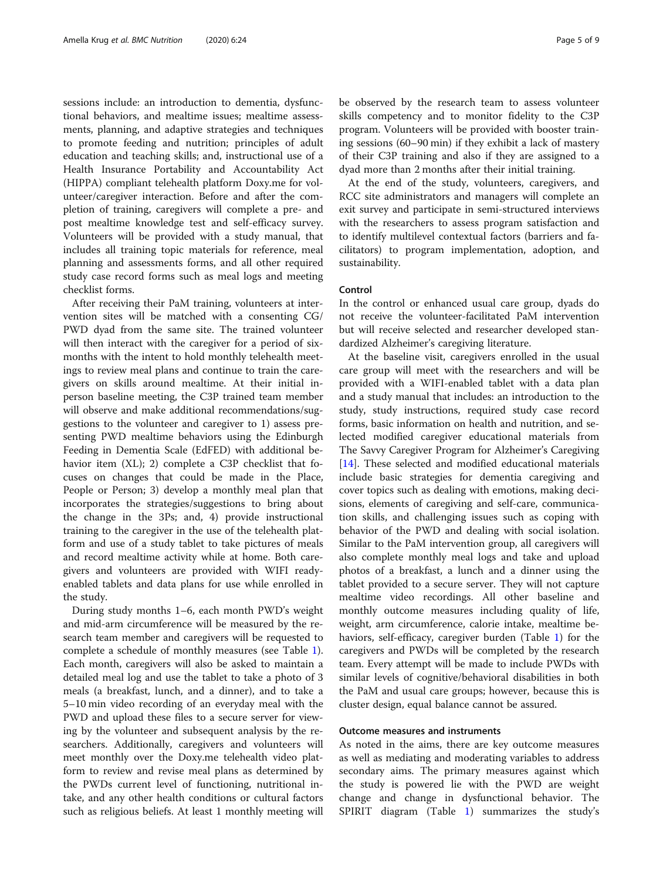sessions include: an introduction to dementia, dysfunctional behaviors, and mealtime issues; mealtime assessments, planning, and adaptive strategies and techniques to promote feeding and nutrition; principles of adult education and teaching skills; and, instructional use of a Health Insurance Portability and Accountability Act (HIPPA) compliant telehealth platform Doxy.me for volunteer/caregiver interaction. Before and after the completion of training, caregivers will complete a pre- and post mealtime knowledge test and self-efficacy survey. Volunteers will be provided with a study manual, that includes all training topic materials for reference, meal planning and assessments forms, and all other required study case record forms such as meal logs and meeting checklist forms.

After receiving their PaM training, volunteers at intervention sites will be matched with a consenting CG/PWD dyad from the same site. The trained volunteer will then interact with the caregiver for a period of six-months with the intent to hold monthly telehealth meetings to review meal plans and continue to train the caregivers on skills around mealtime. At their initial in-person baseline meeting, the C3P trained team member will observe and make additional recommendations/suggestions to the volunteer and caregiver to 1) assess presenting PWD mealtime behaviors using the Edinburgh Feeding in Dementia Scale (EdFED) with additional behavior item (XL); 2) complete a C3P checklist that focuses on changes that could be made in the Place, People or Person; 3) develop a monthly meal plan that incorporates the strategies/suggestions to bring about the change in the 3Ps; and, 4) provide instructional training to the caregiver in the use of the telehealth platform and use of a study tablet to take pictures of meals and record mealtime activity while at home. Both caregivers and volunteers are provided with WIFI ready-enabled tablets and data plans for use while enrolled in the study.

During study months 1–6, each month PWD's weight and mid-arm circumference will be measured by the research team member and caregivers will be requested to complete a schedule of monthly measures (see Table 1). Each month, caregivers will also be asked to maintain a detailed meal log and use the tablet to take a photo of 3 meals (a breakfast, lunch, and a dinner), and to take a 5–10 min video recording of an everyday meal with the PWD and upload these files to a secure server for viewing by the volunteer and subsequent analysis by the researchers. Additionally, caregivers and volunteers will meet monthly over the Doxy.me telehealth video platform to review and revise meal plans as determined by the PWDs current level of functioning, nutritional intake, and any other health conditions or cultural factors such as religious beliefs. At least 1 monthly meeting will be observed by the research team to assess volunteer skills competency and to monitor fidelity to the C3P program. Volunteers will be provided with booster training sessions (60–90 min) if they exhibit a lack of mastery of their C3P training and also if they are assigned to a dyad more than 2 months after their initial training.

At the end of the study, volunteers, caregivers, and RCC site administrators and managers will complete an exit survey and participate in semi-structured interviews with the researchers to assess program satisfaction and to identify multilevel contextual factors (barriers and facilitators) to program implementation, adoption, and sustainability.

### Control

In the control or enhanced usual care group, dyads do not receive the volunteer-facilitated PaM intervention but will receive selected and researcher developed standardized Alzheimer's caregiving literature.

At the baseline visit, caregivers enrolled in the usual care group will meet with the researchers and will be provided with a WIFI-enabled tablet with a data plan and a study manual that includes: an introduction to the study, study instructions, required study case record forms, basic information on health and nutrition, and selected modified caregiver educational materials from The Savvy Caregiver Program for Alzheimer's Caregiving [14]. These selected and modified educational materials include basic strategies for dementia caregiving and cover topics such as dealing with emotions, making decisions, elements of caregiving and self-care, communication skills, and challenging issues such as coping with behavior of the PWD and dealing with social isolation. Similar to the PaM intervention group, all caregivers will also complete monthly meal logs and take and upload photos of a breakfast, a lunch and a dinner using the tablet provided to a secure server. They will not capture mealtime video recordings. All other baseline and monthly outcome measures including quality of life, weight, arm circumference, calorie intake, mealtime behaviors, self-efficacy, caregiver burden (Table 1) for the caregivers and PWDs will be completed by the research team. Every attempt will be made to include PWDs with similar levels of cognitive/behavioral disabilities in both the PaM and usual care groups; however, because this is cluster design, equal balance cannot be assured.

### Outcome measures and instruments

As noted in the aims, there are key outcome measures as well as mediating and moderating variables to address secondary aims. The primary measures against which the study is powered lie with the PWD are weight change and change in dysfunctional behavior. The SPIRIT diagram (Table 1) summarizes the study's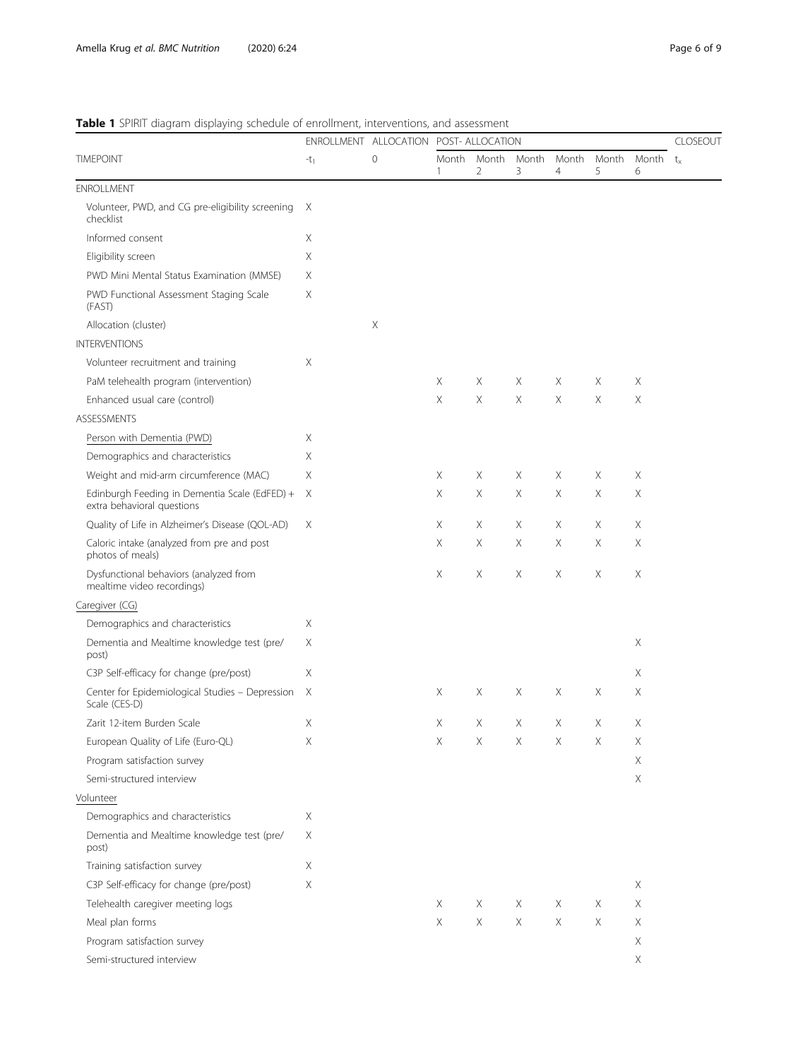**Table 1** SPIRIT diagram displaying schedule of enrollment, interventions, and assessment

| | ENROLLMENT | ALLOCATION | POST- ALLOCATION | | | | | | CLOSEOUT |
|---|---|---|---|---|---|---|---|---|---|
| TIMEPOINT | $-t_1$ | 0 | Month 1 | Month 2 | Month 3 | Month 4 | Month 5 | Month 6 | $t_x$ |
| ENROLLMENT | | | | | | | | | |
| Volunteer, PWD, and CG pre-eligibility screening checklist | X | | | | | | | | |
| Informed consent | X | | | | | | | | |
| Eligibility screen | X | | | | | | | | |
| PWD Mini Mental Status Examination (MMSE) | X | | | | | | | | |
| PWD Functional Assessment Staging Scale (FAST) | X | | | | | | | | |
| Allocation (cluster) | | X | | | | | | | |
| INTERVENTIONS | | | | | | | | | |
| Volunteer recruitment and training | X | | | | | | | | |
| PaM telehealth program (intervention) | | | X | X | X | X | X | X | |
| Enhanced usual care (control) | | | X | X | X | X | X | X | |
| ASSESSMENTS | | | | | | | | | |
| Person with Dementia (PWD) | X | | | | | | | | |
| Demographics and characteristics | X | | | | | | | | |
| Weight and mid-arm circumference (MAC) | X | | X | X | X | X | X | X | |
| Edinburgh Feeding in Dementia Scale (EdFED) + extra behavioral questions | X | | X | X | X | X | X | X | |
| Quality of Life in Alzheimer's Disease (QOL-AD) | X | | X | X | X | X | X | X | |
| Caloric intake (analyzed from pre and post photos of meals) | | | X | X | X | X | X | X | |
| Dysfunctional behaviors (analyzed from mealtime video recordings) | | | X | X | X | X | X | X | |
| Caregiver (CG) | | | | | | | | | |
| Demographics and characteristics | X | | | | | | | | |
| Dementia and Mealtime knowledge test (pre/post) | X | | | | | | | X | |
| C3P Self-efficacy for change (pre/post) | X | | | | | | | X | |
| Center for Epidemiological Studies – Depression Scale (CES-D) | X | | X | X | X | X | X | X | |
| Zarit 12-item Burden Scale | X | | X | X | X | X | X | X | |
| European Quality of Life (Euro-QL) | X | | X | X | X | X | X | X | |
| Program satisfaction survey | | | | | | | | X | |
| Semi-structured interview | | | | | | | | X | |
| Volunteer | | | | | | | | | |
| Demographics and characteristics | X | | | | | | | | |
| Dementia and Mealtime knowledge test (pre/post) | X | | | | | | | | |
| Training satisfaction survey | X | | | | | | | | |
| C3P Self-efficacy for change (pre/post) | X | | | | | | | X | |
| Telehealth caregiver meeting logs | | | X | X | X | X | X | X | |
| Meal plan forms | | | X | X | X | X | X | X | |
| Program satisfaction survey | | | | | | | | X | |
| Semi-structured interview | | | | | | | | X | |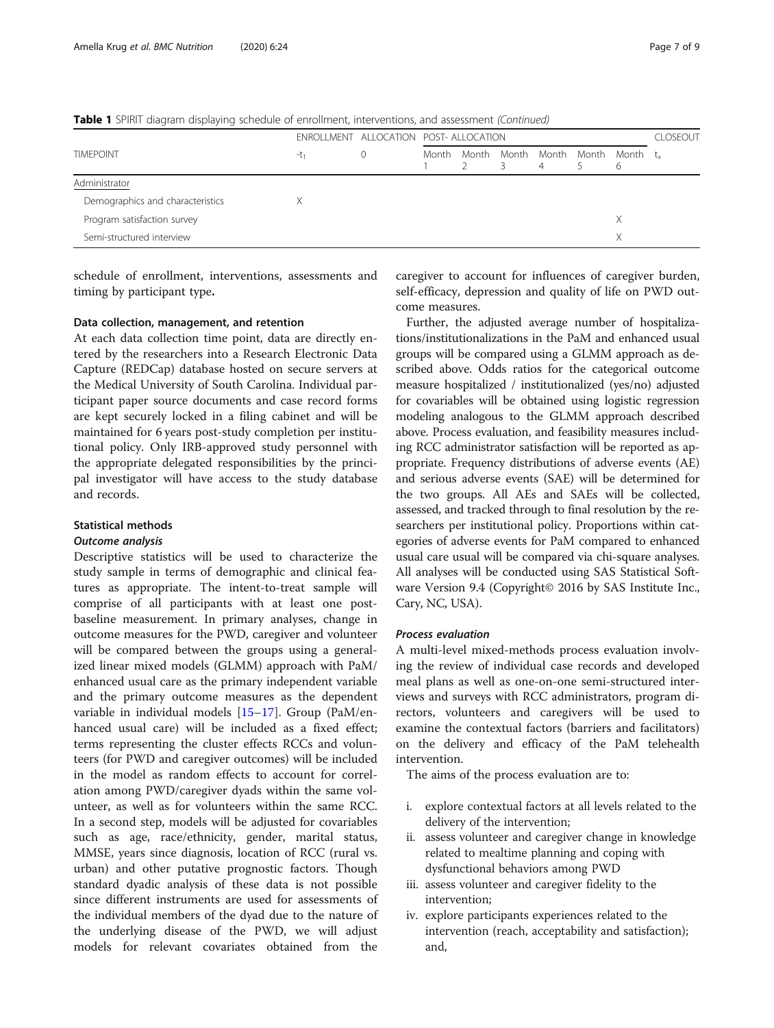**Table 1** SPIRIT diagram displaying schedule of enrollment, interventions, and assessment *(Continued)*

| | ENROLLMENT | ALLOCATION | POST- ALLOCATION | | | | | | CLOSEOUT |
|---|---|---|---|---|---|---|---|---|---|
| TIMEPOINT | $-t_1$ | 0 | Month 1 | Month 2 | Month 3 | Month 4 | Month 5 | Month 6 | $t_x$ |
| Administrator | | | | | | | | | |
| Demographics and characteristics | X | | | | | | | | |
| Program satisfaction survey | | | | | | | | X | |
| Semi-structured interview | | | | | | | | X | |

schedule of enrollment, interventions, assessments and timing by participant type**.**

### Data collection, management, and retention

At each data collection time point, data are directly entered by the researchers into a Research Electronic Data Capture (REDCap) database hosted on secure servers at the Medical University of South Carolina. Individual participant paper source documents and case record forms are kept securely locked in a filing cabinet and will be maintained for 6 years post-study completion per institutional policy. Only IRB-approved study personnel with the appropriate delegated responsibilities by the principal investigator will have access to the study database and records.

### Statistical methods

#### *Outcome analysis*

Descriptive statistics will be used to characterize the study sample in terms of demographic and clinical features as appropriate. The intent-to-treat sample will comprise of all participants with at least one post-baseline measurement. In primary analyses, change in outcome measures for the PWD, caregiver and volunteer will be compared between the groups using a generalized linear mixed models (GLMM) approach with PaM/enhanced usual care as the primary independent variable and the primary outcome measures as the dependent variable in individual models [15–17]. Group (PaM/enhanced usual care) will be included as a fixed effect; terms representing the cluster effects RCCs and volunteers (for PWD and caregiver outcomes) will be included in the model as random effects to account for correlation among PWD/caregiver dyads within the same volunteer, as well as for volunteers within the same RCC. In a second step, models will be adjusted for covariables such as age, race/ethnicity, gender, marital status, MMSE, years since diagnosis, location of RCC (rural vs. urban) and other putative prognostic factors. Though standard dyadic analysis of these data is not possible since different instruments are used for assessments of the individual members of the dyad due to the nature of the underlying disease of the PWD, we will adjust models for relevant covariates obtained from the caregiver to account for influences of caregiver burden, self-efficacy, depression and quality of life on PWD outcome measures.

Further, the adjusted average number of hospitalizations/institutionalizations in the PaM and enhanced usual groups will be compared using a GLMM approach as described above. Odds ratios for the categorical outcome measure hospitalized / institutionalized (yes/no) adjusted for covariables will be obtained using logistic regression modeling analogous to the GLMM approach described above. Process evaluation, and feasibility measures including RCC administrator satisfaction will be reported as appropriate. Frequency distributions of adverse events (AE) and serious adverse events (SAE) will be determined for the two groups. All AEs and SAEs will be collected, assessed, and tracked through to final resolution by the researchers per institutional policy. Proportions within categories of adverse events for PaM compared to enhanced usual care usual will be compared via chi-square analyses. All analyses will be conducted using SAS Statistical Software Version 9.4 (Copyright© 2016 by SAS Institute Inc., Cary, NC, USA).

#### *Process evaluation*

A multi-level mixed-methods process evaluation involving the review of individual case records and developed meal plans as well as one-on-one semi-structured interviews and surveys with RCC administrators, program directors, volunteers and caregivers will be used to examine the contextual factors (barriers and facilitators) on the delivery and efficacy of the PaM telehealth intervention.

The aims of the process evaluation are to:

i. explore contextual factors at all levels related to the delivery of the intervention;
ii. assess volunteer and caregiver change in knowledge related to mealtime planning and coping with dysfunctional behaviors among PWD
iii. assess volunteer and caregiver fidelity to the intervention;
iv. explore participants experiences related to the intervention (reach, acceptability and satisfaction); and,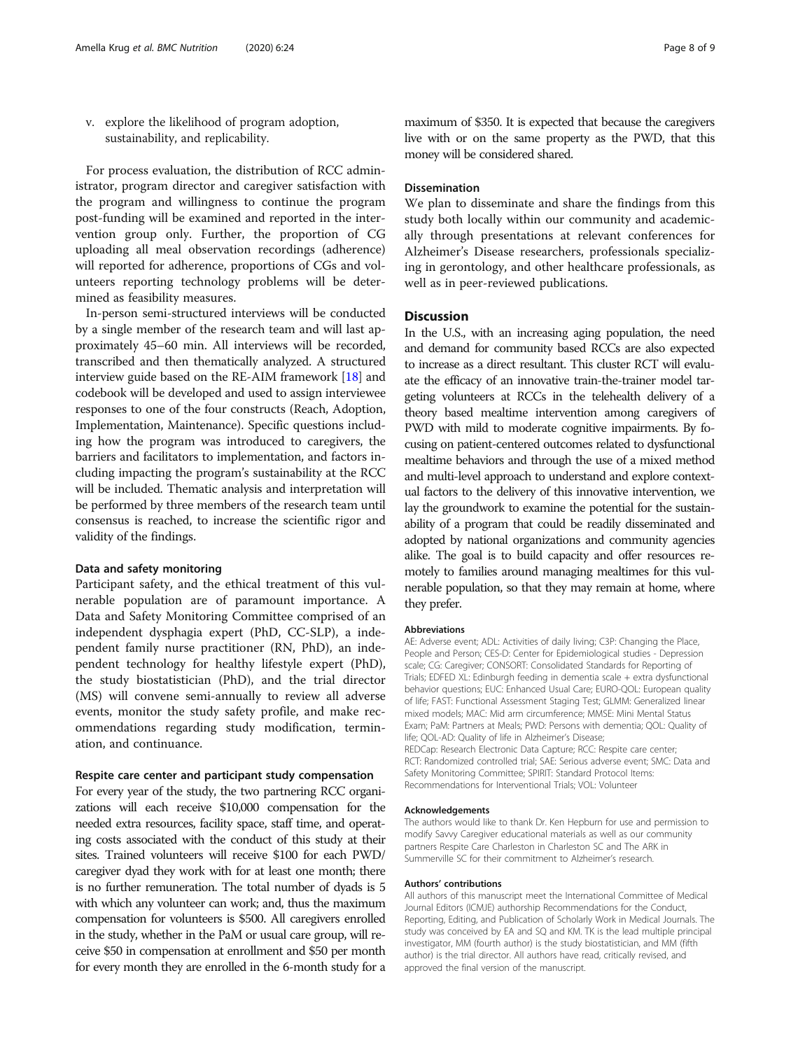v. explore the likelihood of program adoption, sustainability, and replicability.

For process evaluation, the distribution of RCC administrator, program director and caregiver satisfaction with the program and willingness to continue the program post-funding will be examined and reported in the intervention group only. Further, the proportion of CG uploading all meal observation recordings (adherence) will reported for adherence, proportions of CGs and volunteers reporting technology problems will be determined as feasibility measures.

In-person semi-structured interviews will be conducted by a single member of the research team and will last approximately 45–60 min. All interviews will be recorded, transcribed and then thematically analyzed. A structured interview guide based on the RE-AIM framework [18] and codebook will be developed and used to assign interviewee responses to one of the four constructs (Reach, Adoption, Implementation, Maintenance). Specific questions including how the program was introduced to caregivers, the barriers and facilitators to implementation, and factors including impacting the program's sustainability at the RCC will be included. Thematic analysis and interpretation will be performed by three members of the research team until consensus is reached, to increase the scientific rigor and validity of the findings.

### Data and safety monitoring

Participant safety, and the ethical treatment of this vulnerable population are of paramount importance. A Data and Safety Monitoring Committee comprised of an independent dysphagia expert (PhD, CC-SLP), a independent family nurse practitioner (RN, PhD), an independent technology for healthy lifestyle expert (PhD), the study biostatistician (PhD), and the trial director (MS) will convene semi-annually to review all adverse events, monitor the study safety profile, and make recommendations regarding study modification, termination, and continuance.

### Respite care center and participant study compensation

For every year of the study, the two partnering RCC organizations will each receive $10,000 compensation for the needed extra resources, facility space, staff time, and operating costs associated with the conduct of this study at their sites. Trained volunteers will receive $100 for each PWD/caregiver dyad they work with for at least one month; there is no further remuneration. The total number of dyads is 5 with which any volunteer can work; and, thus the maximum compensation for volunteers is $500. All caregivers enrolled in the study, whether in the PaM or usual care group, will receive $50 in compensation at enrollment and $50 per month for every month they are enrolled in the 6-month study for a maximum of $350. It is expected that because the caregivers live with or on the same property as the PWD, that this money will be considered shared.

### Dissemination

We plan to disseminate and share the findings from this study both locally within our community and academically through presentations at relevant conferences for Alzheimer's Disease researchers, professionals specializing in gerontology, and other healthcare professionals, as well as in peer-reviewed publications.

## Discussion

In the U.S., with an increasing aging population, the need and demand for community based RCCs are also expected to increase as a direct resultant. This cluster RCT will evaluate the efficacy of an innovative train-the-trainer model targeting volunteers at RCCs in the telehealth delivery of a theory based mealtime intervention among caregivers of PWD with mild to moderate cognitive impairments. By focusing on patient-centered outcomes related to dysfunctional mealtime behaviors and through the use of a mixed method and multi-level approach to understand and explore contextual factors to the delivery of this innovative intervention, we lay the groundwork to examine the potential for the sustainability of a program that could be readily disseminated and adopted by national organizations and community agencies alike. The goal is to build capacity and offer resources remotely to families around managing mealtimes for this vulnerable population, so that they may remain at home, where they prefer.

#### Abbreviations

AE: Adverse event; ADL: Activities of daily living; C3P: Changing the Place, People and Person; CES-D: Center for Epidemiological studies - Depression scale; CG: Caregiver; CONSORT: Consolidated Standards for Reporting of Trials; EDFED XL: Edinburgh feeding in dementia scale + extra dysfunctional behavior questions; EUC: Enhanced Usual Care; EURO-QOL: European quality of life; FAST: Functional Assessment Staging Test; GLMM: Generalized linear mixed models; MAC: Mid arm circumference; MMSE: Mini Mental Status Exam; PaM: Partners at Meals; PWD: Persons with dementia; QOL: Quality of life; QOL-AD: Quality of life in Alzheimer's Disease; REDCap: Research Electronic Data Capture; RCC: Respite care center; RCT: Randomized controlled trial; SAE: Serious adverse event; SMC: Data and Safety Monitoring Committee; SPIRIT: Standard Protocol Items: Recommendations for Interventional Trials; VOL: Volunteer

#### Acknowledgements

The authors would like to thank Dr. Ken Hepburn for use and permission to modify Savvy Caregiver educational materials as well as our community partners Respite Care Charleston in Charleston SC and The ARK in Summerville SC for their commitment to Alzheimer's research.

#### Authors' contributions

All authors of this manuscript meet the International Committee of Medical Journal Editors (ICMJE) authorship Recommendations for the Conduct, Reporting, Editing, and Publication of Scholarly Work in Medical Journals. The study was conceived by EA and SQ and KM. TK is the lead multiple principal investigator, MM (fourth author) is the study biostatistician, and MM (fifth author) is the trial director. All authors have read, critically revised, and approved the final version of the manuscript.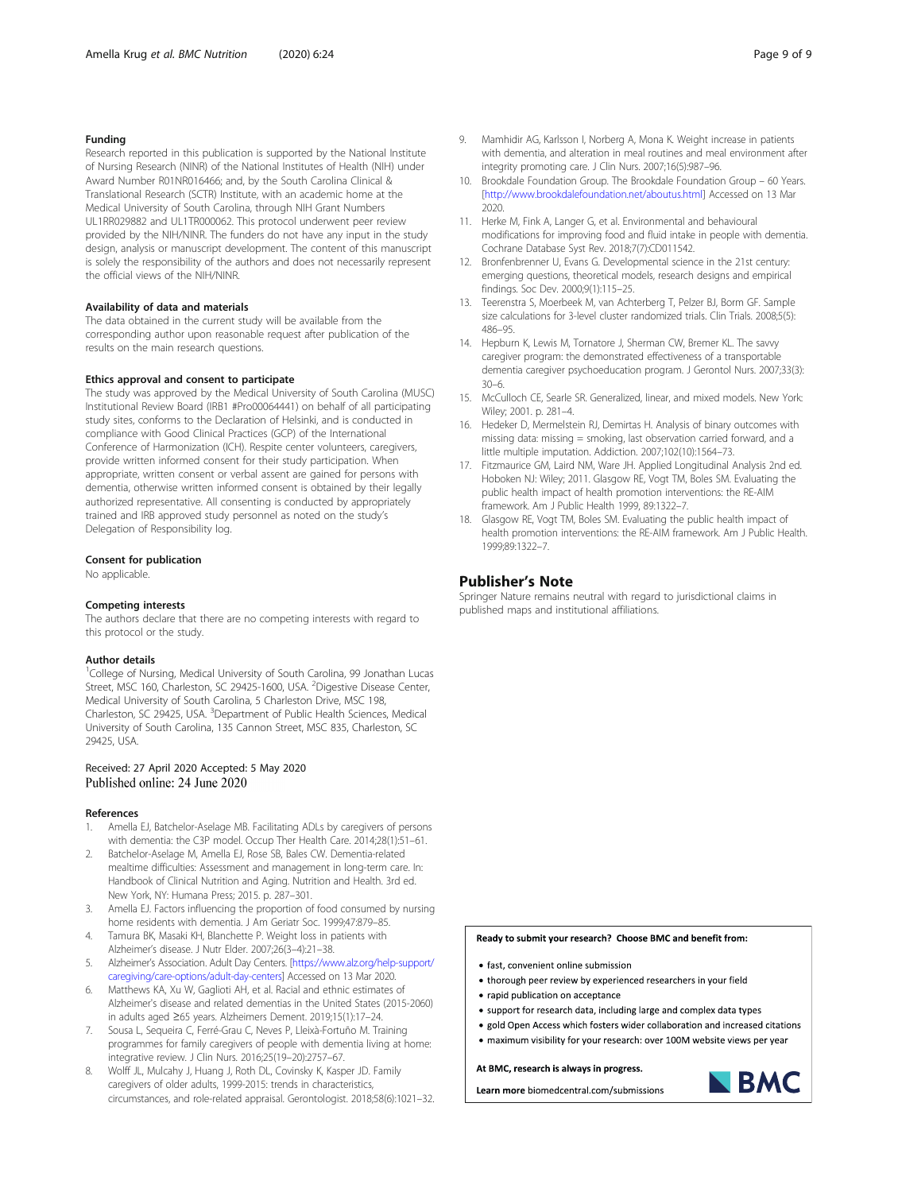### Funding

Research reported in this publication is supported by the National Institute of Nursing Research (NINR) of the National Institutes of Health (NIH) under Award Number R01NR016466; and, by the South Carolina Clinical & Translational Research (SCTR) Institute, with an academic home at the Medical University of South Carolina, through NIH Grant Numbers UL1RR029882 and UL1TR000062. This protocol underwent peer review provided by the NIH/NINR. The funders do not have any input in the study design, analysis or manuscript development. The content of this manuscript is solely the responsibility of the authors and does not necessarily represent the official views of the NIH/NINR.

### Availability of data and materials

The data obtained in the current study will be available from the corresponding author upon reasonable request after publication of the results on the main research questions.

### Ethics approval and consent to participate

The study was approved by the Medical University of South Carolina (MUSC) Institutional Review Board (IRB1 #Pro00064441) on behalf of all participating study sites, conforms to the Declaration of Helsinki, and is conducted in compliance with Good Clinical Practices (GCP) of the International Conference of Harmonization (ICH). Respite center volunteers, caregivers, provide written informed consent for their study participation. When appropriate, written consent or verbal assent are gained for persons with dementia, otherwise written informed consent is obtained by their legally authorized representative. All consenting is conducted by appropriately trained and IRB approved study personnel as noted on the study's Delegation of Responsibility log.

### Consent for publication

No applicable.

### Competing interests

The authors declare that there are no competing interests with regard to this protocol or the study.

### Author details

[1]College of Nursing, Medical University of South Carolina, 99 Jonathan Lucas Street, MSC 160, Charleston, SC 29425-1600, USA. [2]Digestive Disease Center, Medical University of South Carolina, 5 Charleston Drive, MSC 198, Charleston, SC 29425, USA. [3]Department of Public Health Sciences, Medical University of South Carolina, 135 Cannon Street, MSC 835, Charleston, SC 29425, USA.

Received: 27 April 2020 Accepted: 5 May 2020
Published online: 24 June 2020

### References

1. Amella EJ, Batchelor-Aselage MB. Facilitating ADLs by caregivers of persons with dementia: the C3P model. Occup Ther Health Care. 2014;28(1):51–61.
2. Batchelor-Aselage M, Amella EJ, Rose SB, Bales CW. Dementia-related mealtime difficulties: Assessment and management in long-term care. In: Handbook of Clinical Nutrition and Aging. Nutrition and Health. 3rd ed. New York, NY: Humana Press; 2015. p. 287–301.
3. Amella EJ. Factors influencing the proportion of food consumed by nursing home residents with dementia. J Am Geriatr Soc. 1999;47:879–85.
4. Tamura BK, Masaki KH, Blanchette P. Weight loss in patients with Alzheimer's disease. J Nutr Elder. 2007;26(3–4):21–38.
5. Alzheimer's Association. Adult Day Centers. [https://www.alz.org/help-support/caregiving/care-options/adult-day-centers] Accessed on 13 Mar 2020.
6. Matthews KA, Xu W, Gaglioti AH, et al. Racial and ethnic estimates of Alzheimer's disease and related dementias in the United States (2015-2060) in adults aged ≥65 years. Alzheimers Dement. 2019;15(1):17–24.
7. Sousa L, Sequeira C, Ferré-Grau C, Neves P, Lleixà-Fortuño M. Training programmes for family caregivers of people with dementia living at home: integrative review. J Clin Nurs. 2016;25(19–20):2757–67.
8. Wolff JL, Mulcahy J, Huang J, Roth DL, Covinsky K, Kasper JD. Family caregivers of older adults, 1999-2015: trends in characteristics, circumstances, and role-related appraisal. Gerontologist. 2018;58(6):1021–32.
9. Mamhidir AG, Karlsson I, Norberg A, Mona K. Weight increase in patients with dementia, and alteration in meal routines and meal environment after integrity promoting care. J Clin Nurs. 2007;16(5):987–96.
10. Brookdale Foundation Group. The Brookdale Foundation Group – 60 Years. [http://www.brookdalefoundation.net/aboutus.html] Accessed on 13 Mar 2020.
11. Herke M, Fink A, Langer G, et al. Environmental and behavioural modifications for improving food and fluid intake in people with dementia. Cochrane Database Syst Rev. 2018;7(7):CD011542.
12. Bronfenbrenner U, Evans G. Developmental science in the 21st century: emerging questions, theoretical models, research designs and empirical findings. Soc Dev. 2000;9(1):115–25.
13. Teerenstra S, Moerbeek M, van Achterberg T, Pelzer BJ, Borm GF. Sample size calculations for 3-level cluster randomized trials. Clin Trials. 2008;5(5):486–95.
14. Hepburn K, Lewis M, Tornatore J, Sherman CW, Bremer KL. The savvy caregiver program: the demonstrated effectiveness of a transportable dementia caregiver psychoeducation program. J Gerontol Nurs. 2007;33(3):30–6.
15. McCulloch CE, Searle SR. Generalized, linear, and mixed models. New York: Wiley; 2001. p. 281–4.
16. Hedeker D, Mermelstein RJ, Demirtas H. Analysis of binary outcomes with missing data: missing = smoking, last observation carried forward, and a little multiple imputation. Addiction. 2007;102(10):1564–73.
17. Fitzmaurice GM, Laird NM, Ware JH. Applied Longitudinal Analysis 2nd ed. Hoboken NJ: Wiley; 2011. Glasgow RE, Vogt TM, Boles SM. Evaluating the public health impact of health promotion interventions: the RE-AIM framework. Am J Public Health 1999, 89:1322–7.
18. Glasgow RE, Vogt TM, Boles SM. Evaluating the public health impact of health promotion interventions: the RE-AIM framework. Am J Public Health. 1999;89:1322–7.

## Publisher's Note

Springer Nature remains neutral with regard to jurisdictional claims in published maps and institutional affiliations.

**Ready to submit your research? Choose BMC and benefit from:**

- fast, convenient online submission
- thorough peer review by experienced researchers in your field
- rapid publication on acceptance
- support for research data, including large and complex data types
- gold Open Access which fosters wider collaboration and increased citations
- maximum visibility for your research: over 100M website views per year

**At BMC, research is always in progress.**

**Learn more** biomedcentral.com/submissions

BMC